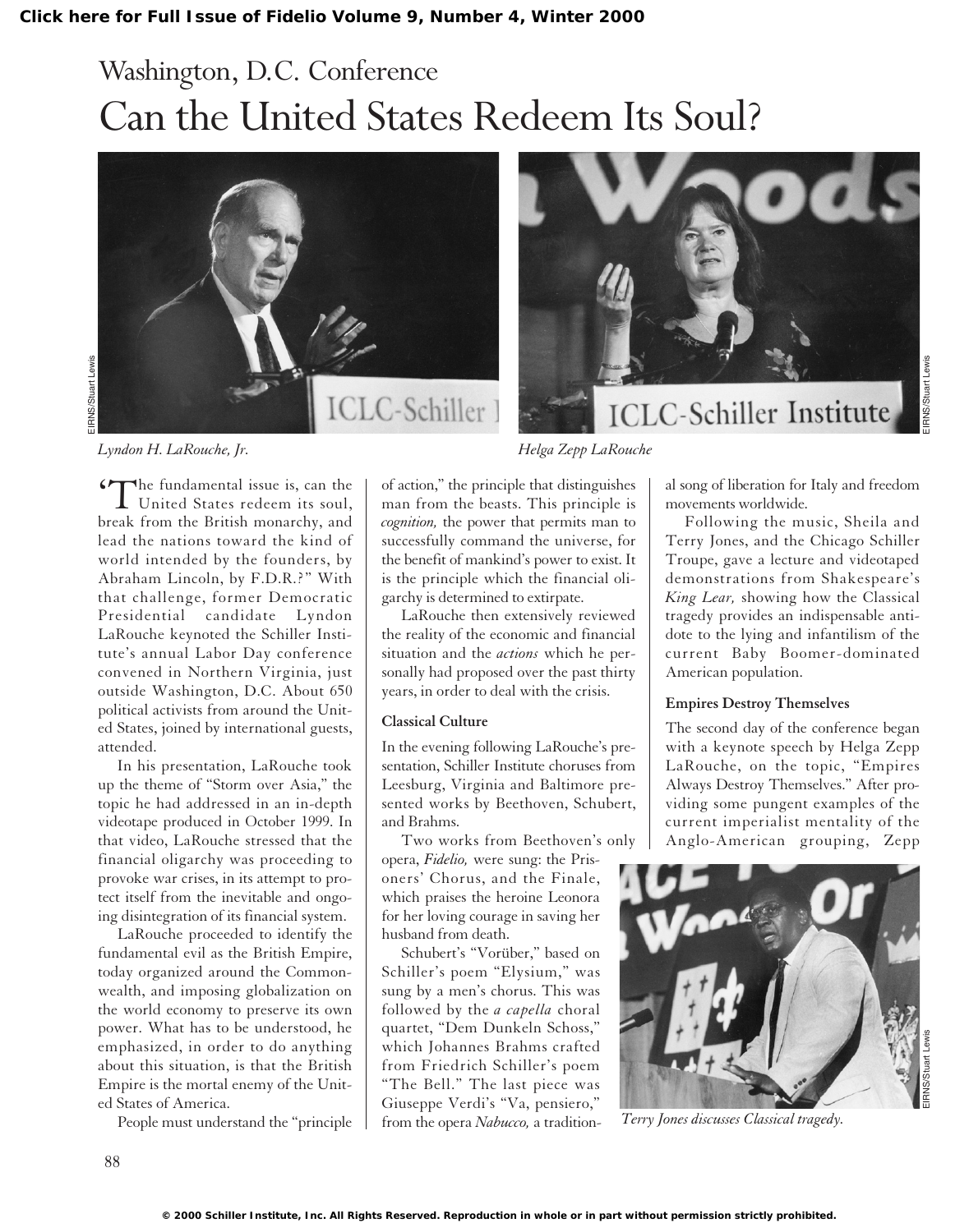# Washington, D.C. Conference

## Can the United States Redeem Its Soul?

*Lyndon H. LaRouche, Jr.*

*Helga Zepp LaRouche*

'The fundamental issue is, can the United States redeem its soul, break from the British monarchy, and lead the nations toward the kind of world intended by the founders, by Abraham Lincoln, by F.D.R.?" With that challenge, former Democratic Presidential candidate Lyndon LaRouche keynoted the Schiller Institute's annual Labor Day conference convened in Northern Virginia, just outside Washington, D.C. About 650 political activists from around the United States, joined by international guests, attended.

In his presentation, LaRouche took up the theme of "Storm over Asia," the topic he had addressed in an in-depth videotape produced in October 1999. In that video, LaRouche stressed that the financial oligarchy was proceeding to provoke war crises, in its attempt to protect itself from the inevitable and ongoing disintegration of its financial system.

LaRouche proceeded to identify the fundamental evil as the British Empire, today organized around the Commonwealth, and imposing globalization on the world economy to preserve its own power. What has to be understood, he emphasized, in order to do anything about this situation, is that the British Empire is the mortal enemy of the United States of America.

People must understand the "principle of action," the principle that distinguishes man from the beasts. This principle is *cognition,* the power that permits man to successfully command the universe, for the benefit of mankind's power to exist. It is the principle which the financial oligarchy is determined to extirpate.

LaRouche then extensively reviewed the reality of the economic and financial situation and the *actions* which he personally had proposed over the past thirty years, in order to deal with the crisis.

### Classical Culture

In the evening following LaRouche's presentation, Schiller Institute choruses from Leesburg, Virginia and Baltimore presented works by Beethoven, Schubert, and Brahms.

Two works from Beethoven's only opera, *Fidelio,* were sung: the Prisoners' Chorus, and the Finale, which praises the heroine Leonora for her loving courage in saving her husband from death.

Schubert's "Vorüber," based on Schiller's poem "Elysium," was sung by a men's chorus. This was followed by the *a capella* choral quartet, "Dem Dunkeln Schoss," which Johannes Brahms crafted from Friedrich Schiller's poem "The Bell." The last piece was Giuseppe Verdi's "Va, pensiero," from the opera *Nabucco,* a traditional song of liberation for Italy and freedom movements worldwide.

Following the music, Sheila and Terry Jones, and the Chicago Schiller Troupe, gave a lecture and videotaped demonstrations from Shakespeare's *King Lear,* showing how the Classical tragedy provides an indispensable antidote to the lying and infantilism of the current Baby Boomer-dominated American population.

### Empires Destroy Themselves

The second day of the conference began with a keynote speech by Helga Zepp LaRouche, on the topic, "Empires Always Destroy Themselves." After providing some pungent examples of the current imperialist mentality of the Anglo-American grouping, Zepp

*Terry Jones discusses Classical tragedy.*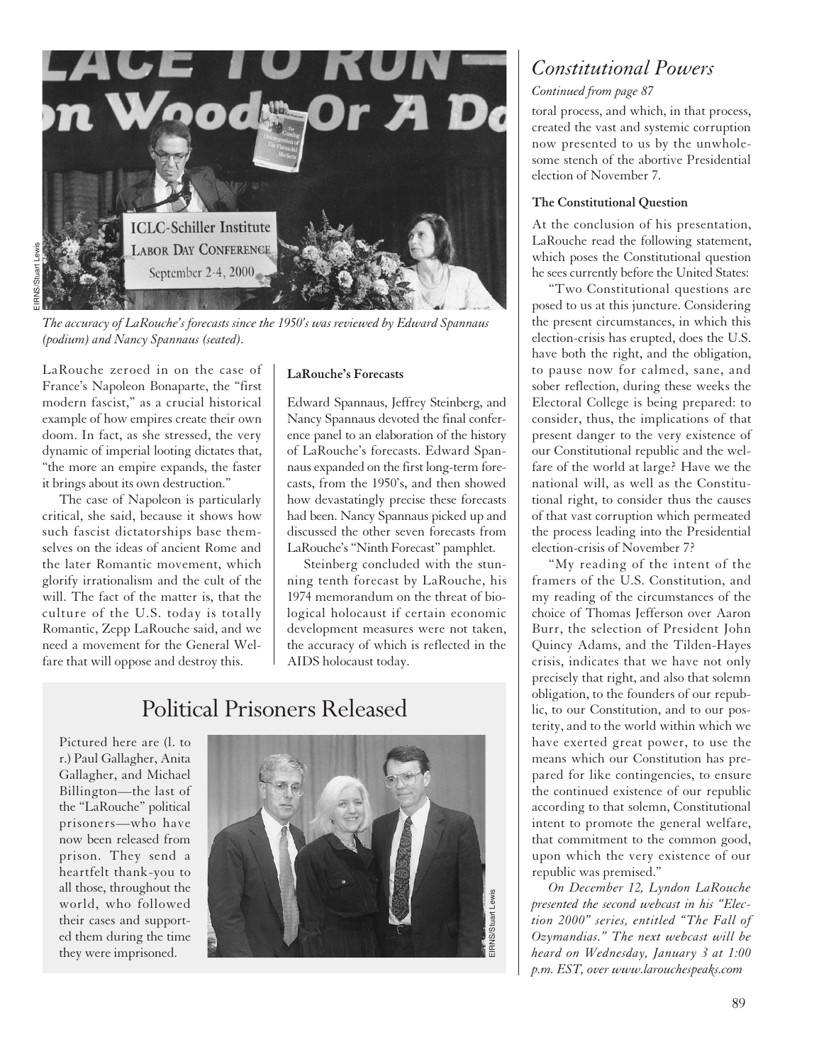*The accuracy of LaRouche's forecasts since the 1950's was reviewed by Edward Spannaus (podium) and Nancy Spannaus (seated).*

LaRouche zeroed in on the case of France's Napoleon Bonaparte, the "first modern fascist," as a crucial historical example of how empires create their own doom. In fact, as she stressed, the very dynamic of imperial looting dictates that, "the more an empire expands, the faster it brings about its own destruction."

The case of Napoleon is particularly critical, she said, because it shows how such fascist dictatorships base themselves on the ideas of ancient Rome and the later Romantic movement, which glorify irrationalism and the cult of the will. The fact of the matter is, that the culture of the U.S. today is totally Romantic, Zepp LaRouche said, and we need a movement for the General Welfare that will oppose and destroy this.

**LaRouche's Forecasts**

Edward Spannaus, Jeffrey Steinberg, and Nancy Spannaus devoted the final conference panel to an elaboration of the history of LaRouche's forecasts. Edward Spannaus expanded on the first long-term forecasts, from the 1950's, and then showed how devastatingly precise these forecasts had been. Nancy Spannaus picked up and discussed the other seven forecasts from LaRouche's "Ninth Forecast" pamphlet.

Steinberg concluded with the stunning tenth forecast by LaRouche, his 1974 memorandum on the threat of biological holocaust if certain economic development measures were not taken, the accuracy of which is reflected in the AIDS holocaust today.

## Political Prisoners Released

Pictured here are (l. to r.) Paul Gallagher, Anita Gallagher, and Michael Billington—the last of the "LaRouche" political prisoners—who have now been released from prison. They send a heartfelt thank-you to all those, throughout the world, who followed their cases and supported them during the time they were imprisoned.

## *Constitutional Powers*

*Continued from page 87*

toral process, and which, in that process, created the vast and systemic corruption now presented to us by the unwholesome stench of the abortive Presidential election of November 7.

**The Constitutional Question**

At the conclusion of his presentation, LaRouche read the following statement, which poses the Constitutional question he sees currently before the United States:

"Two Constitutional questions are posed to us at this juncture. Considering the present circumstances, in which this election-crisis has erupted, does the U.S. have both the right, and the obligation, to pause now for calmed, sane, and sober reflection, during these weeks the Electoral College is being prepared: to consider, thus, the implications of that present danger to the very existence of our Constitutional republic and the welfare of the world at large? Have we the national will, as well as the Constitutional right, to consider thus the causes of that vast corruption which permeated the process leading into the Presidential election-crisis of November 7?

"My reading of the intent of the framers of the U.S. Constitution, and my reading of the circumstances of the choice of Thomas Jefferson over Aaron Burr, the selection of President John Quincy Adams, and the Tilden-Hayes crisis, indicates that we have not only precisely that right, and also that solemn obligation, to the founders of our republic, to our Constitution, and to our posterity, and to the world within which we have exerted great power, to use the means which our Constitution has prepared for like contingencies, to ensure the continued existence of our republic according to that solemn, Constitutional intent to promote the general welfare, that commitment to the common good, upon which the very existence of our republic was premised."

*On December 12, Lyndon LaRouche presented the second webcast in his "Election 2000" series, entitled "The Fall of Ozymandias." The next webcast will be heard on Wednesday, January 3 at 1:00 p.m. EST, over www.larouchespeaks.com*